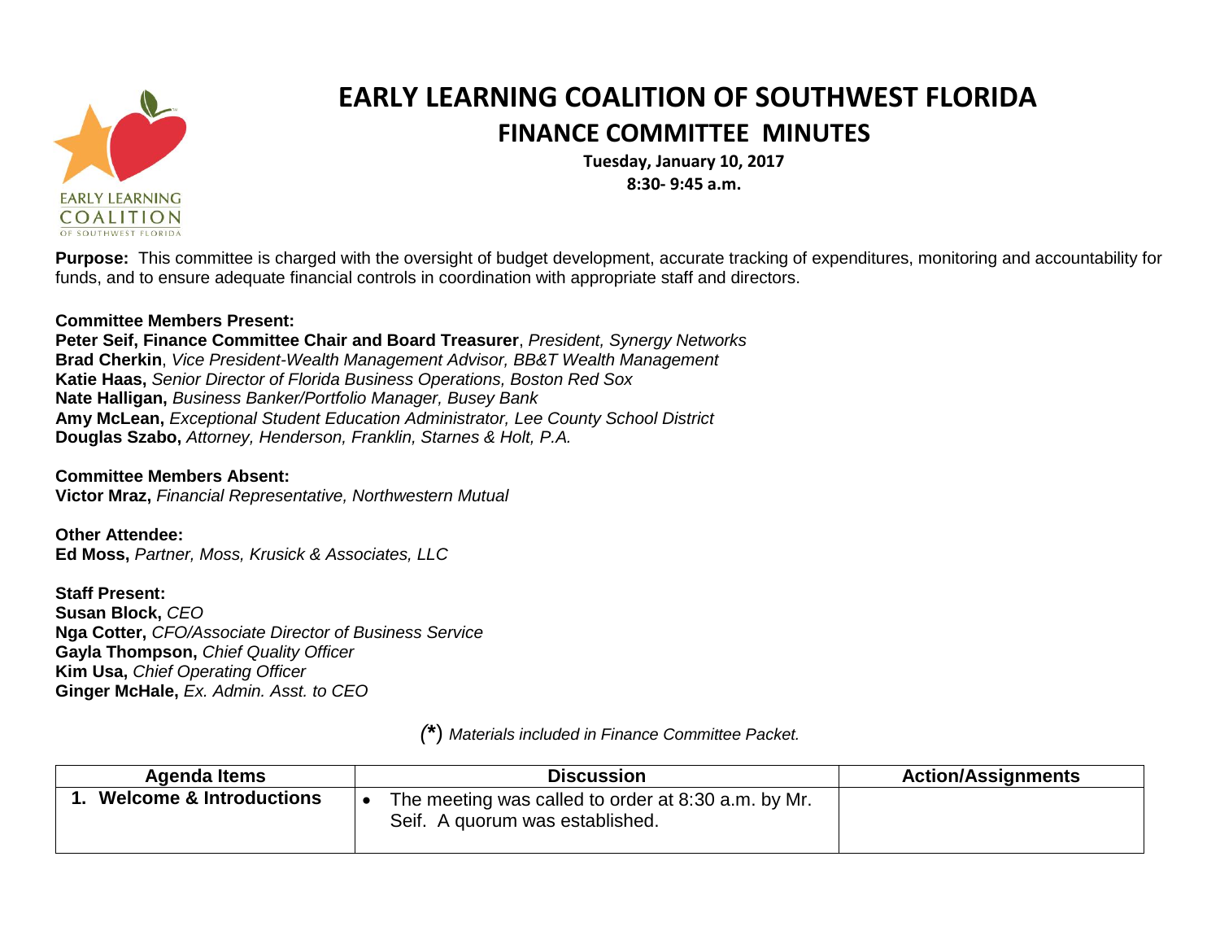# EARLY LEARNING COALITION OF SOUTHWEST FLORIDA

## FINANCE COMMITTEE MINUTES

**Tuesday, January 10, 2017**
**8:30- 9:45 a.m.**

**Purpose:** This committee is charged with the oversight of budget development, accurate tracking of expenditures, monitoring and accountability for funds, and to ensure adequate financial controls in coordination with appropriate staff and directors.

**Committee Members Present:**
**Peter Seif, Finance Committee Chair and Board Treasurer**, *President, Synergy Networks*
**Brad Cherkin**, *Vice President-Wealth Management Advisor, BB&T Wealth Management*
**Katie Haas,** *Senior Director of Florida Business Operations, Boston Red Sox*
**Nate Halligan,** *Business Banker/Portfolio Manager, Busey Bank*
**Amy McLean,** *Exceptional Student Education Administrator, Lee County School District*
**Douglas Szabo,** *Attorney, Henderson, Franklin, Starnes & Holt, P.A.*

**Committee Members Absent:**
**Victor Mraz,** *Financial Representative, Northwestern Mutual*

**Other Attendee:**
**Ed Moss,** *Partner, Moss, Krusick & Associates, LLC*

**Staff Present:**
**Susan Block,** *CEO*
**Nga Cotter,** *CFO/Associate Director of Business Service*
**Gayla Thompson,** *Chief Quality Officer*
**Kim Usa,** *Chief Operating Officer*
**Ginger McHale,** *Ex. Admin. Asst. to CEO*

*(*) Materials included in Finance Committee Packet.*

| Agenda Items | Discussion | Action/Assignments |
|---|---|---|
| **1. Welcome & Introductions** | • The meeting was called to order at 8:30 a.m. by Mr. Seif. A quorum was established. | |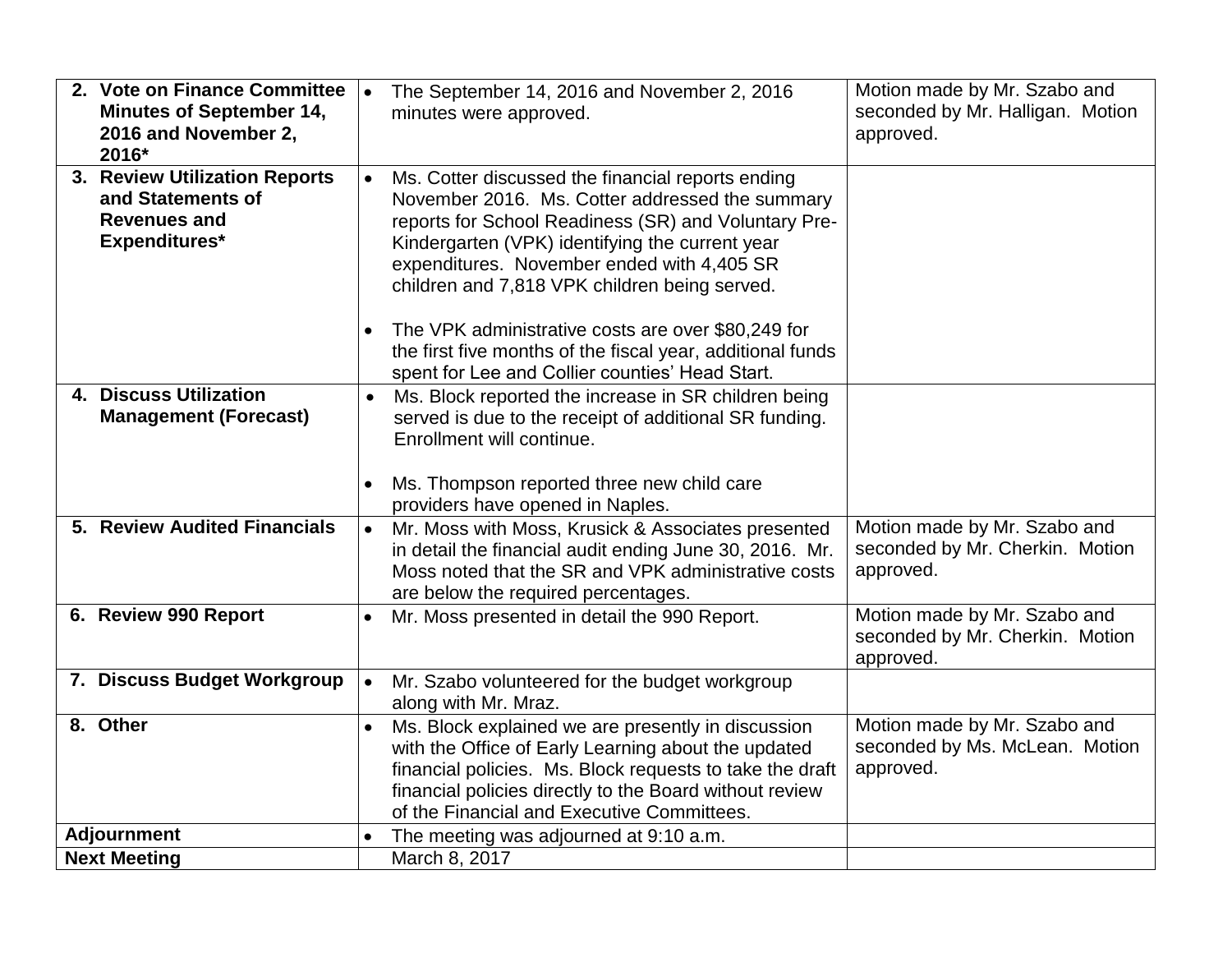| | | |
|---|---|---|
| **2. Vote on Finance Committee Minutes of September 14, 2016 and November 2, 2016*** | • The September 14, 2016 and November 2, 2016 minutes were approved. | Motion made by Mr. Szabo and seconded by Mr. Halligan. Motion approved. |
| **3. Review Utilization Reports and Statements of Revenues and Expenditures*** | • Ms. Cotter discussed the financial reports ending November 2016. Ms. Cotter addressed the summary reports for School Readiness (SR) and Voluntary Pre-Kindergarten (VPK) identifying the current year expenditures. November ended with 4,405 SR children and 7,818 VPK children being served.<br><br>• The VPK administrative costs are over $80,249 for the first five months of the fiscal year, additional funds spent for Lee and Collier counties' Head Start. | |
| **4. Discuss Utilization Management (Forecast)** | • Ms. Block reported the increase in SR children being served is due to the receipt of additional SR funding. Enrollment will continue.<br><br>• Ms. Thompson reported three new child care providers have opened in Naples. | |
| **5. Review Audited Financials** | • Mr. Moss with Moss, Krusick & Associates presented in detail the financial audit ending June 30, 2016. Mr. Moss noted that the SR and VPK administrative costs are below the required percentages. | Motion made by Mr. Szabo and seconded by Mr. Cherkin. Motion approved. |
| **6. Review 990 Report** | • Mr. Moss presented in detail the 990 Report. | Motion made by Mr. Szabo and seconded by Mr. Cherkin. Motion approved. |
| **7. Discuss Budget Workgroup** | • Mr. Szabo volunteered for the budget workgroup along with Mr. Mraz. | |
| **8. Other** | • Ms. Block explained we are presently in discussion with the Office of Early Learning about the updated financial policies. Ms. Block requests to take the draft financial policies directly to the Board without review of the Financial and Executive Committees. | Motion made by Mr. Szabo and seconded by Ms. McLean. Motion approved. |
| **Adjournment** | • The meeting was adjourned at 9:10 a.m. | |
| **Next Meeting** | March 8, 2017 | |